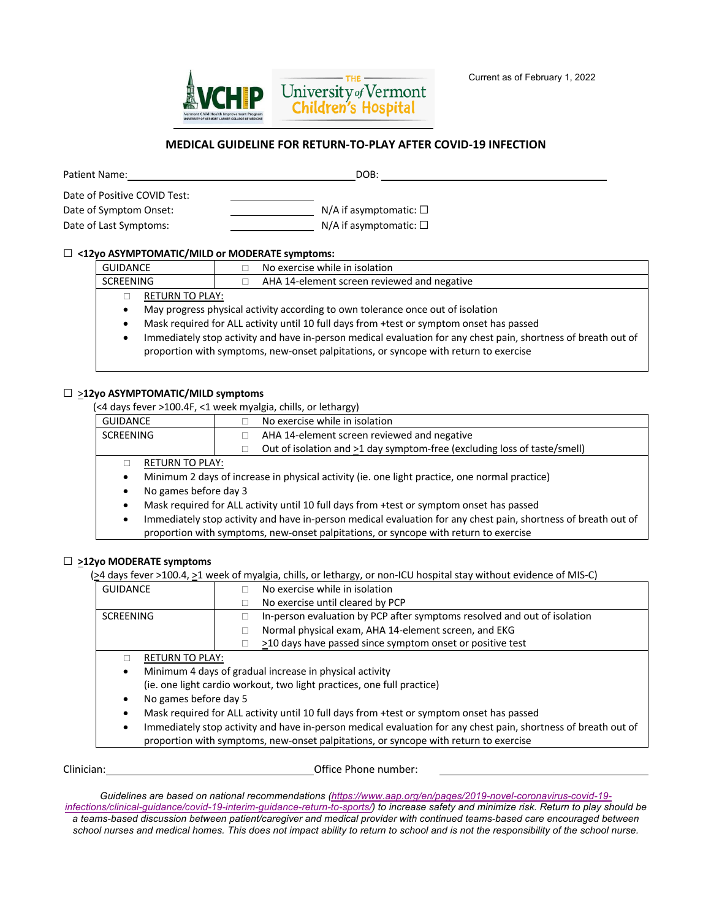Current as of February 1, 2022

## MEDICAL GUIDELINE FOR RETURN-TO-PLAY AFTER COVID-19 INFECTION

Patient Name:\_\_\_\_\_\_\_\_\_\_\_\_\_\_\_\_\_\_\_\_\_\_\_\_\_\_\_\_\_\_\_\_\_\_\_\_ DOB: \_\_\_\_\_\_\_\_\_\_\_\_\_\_\_\_\_\_\_\_\_\_\_\_\_\_\_\_\_\_\_\_\_\_\_\_

Date of Positive COVID Test: \_\_\_\_\_\_\_\_\_\_\_\_

Date of Symptom Onset: \_\_\_\_\_\_\_\_\_\_\_\_ N/A if asymptomatic: ☐

Date of Last Symptoms: \_\_\_\_\_\_\_\_\_\_\_\_ N/A if asymptomatic: ☐

### ☐ <12yo ASYMPTOMATIC/MILD or MODERATE symptoms:

| | |
|---|---|
| GUIDANCE | ☐ No exercise while in isolation |
| SCREENING | ☐ AHA 14-element screen reviewed and negative |

☐ RETURN TO PLAY:

- May progress physical activity according to own tolerance once out of isolation
- Mask required for ALL activity until 10 full days from +test or symptom onset has passed
- Immediately stop activity and have in-person medical evaluation for any chest pain, shortness of breath out of proportion with symptoms, new-onset palpitations, or syncope with return to exercise

### ☐ ≥12yo ASYMPTOMATIC/MILD symptoms

(<4 days fever >100.4F, <1 week myalgia, chills, or lethargy)

| | |
|---|---|
| GUIDANCE | ☐ No exercise while in isolation |
| SCREENING | ☐ AHA 14-element screen reviewed and negative<br>☐ Out of isolation and ≥1 day symptom-free (excluding loss of taste/smell) |

☐ RETURN TO PLAY:

- Minimum 2 days of increase in physical activity (ie. one light practice, one normal practice)
- No games before day 3
- Mask required for ALL activity until 10 full days from +test or symptom onset has passed
- Immediately stop activity and have in-person medical evaluation for any chest pain, shortness of breath out of proportion with symptoms, new-onset palpitations, or syncope with return to exercise

### ☐ ≥12yo MODERATE symptoms

(≥4 days fever >100.4, ≥1 week of myalgia, chills, or lethargy, or non-ICU hospital stay without evidence of MIS-C)

| | |
|---|---|
| GUIDANCE | ☐ No exercise while in isolation<br>☐ No exercise until cleared by PCP |
| SCREENING | ☐ In-person evaluation by PCP after symptoms resolved and out of isolation<br>☐ Normal physical exam, AHA 14-element screen, and EKG<br>☐ ≥10 days have passed since symptom onset or positive test |

☐ RETURN TO PLAY:

- Minimum 4 days of gradual increase in physical activity (ie. one light cardio workout, two light practices, one full practice)
- No games before day 5
- Mask required for ALL activity until 10 full days from +test or symptom onset has passed
- Immediately stop activity and have in-person medical evaluation for any chest pain, shortness of breath out of proportion with symptoms, new-onset palpitations, or syncope with return to exercise

Clinician:\_\_\_\_\_\_\_\_\_\_\_\_\_\_\_\_\_\_\_\_\_\_\_\_\_\_\_\_\_\_\_\_\_\_\_\_ Office Phone number: \_\_\_\_\_\_\_\_\_\_\_\_\_\_\_\_\_\_\_\_\_\_\_\_\_\_\_\_

*Guidelines are based on national recommendations (https://www.aap.org/en/pages/2019-novel-coronavirus-covid-19-infections/clinical-guidance/covid-19-interim-guidance-return-to-sports/) to increase safety and minimize risk. Return to play should be a teams-based discussion between patient/caregiver and medical provider with continued teams-based care encouraged between school nurses and medical homes. This does not impact ability to return to school and is not the responsibility of the school nurse.*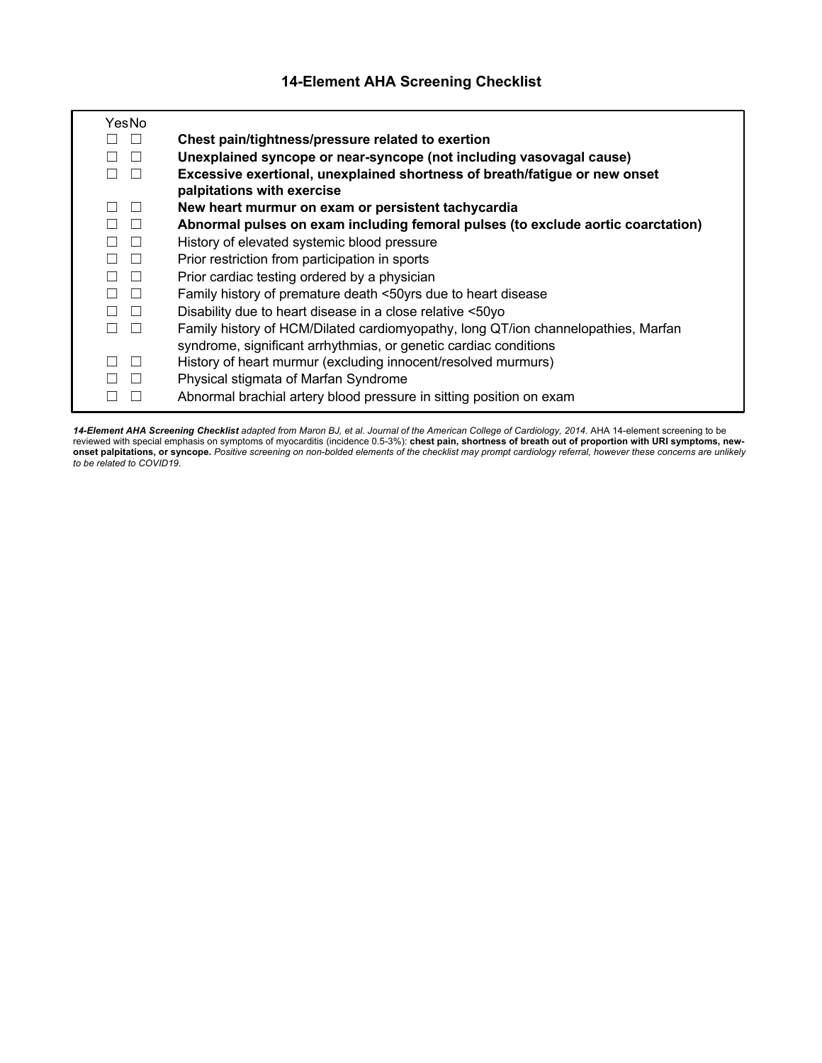### 14-Element AHA Screening Checklist

| Yes | No | |
|---|---|---|
| ☐ | ☐ | **Chest pain/tightness/pressure related to exertion** |
| ☐ | ☐ | **Unexplained syncope or near-syncope (not including vasovagal cause)** |
| ☐ | ☐ | **Excessive exertional, unexplained shortness of breath/fatigue or new onset palpitations with exercise** |
| ☐ | ☐ | **New heart murmur on exam or persistent tachycardia** |
| ☐ | ☐ | **Abnormal pulses on exam including femoral pulses (to exclude aortic coarctation)** |
| ☐ | ☐ | History of elevated systemic blood pressure |
| ☐ | ☐ | Prior restriction from participation in sports |
| ☐ | ☐ | Prior cardiac testing ordered by a physician |
| ☐ | ☐ | Family history of premature death <50yrs due to heart disease |
| ☐ | ☐ | Disability due to heart disease in a close relative <50yo |
| ☐ | ☐ | Family history of HCM/Dilated cardiomyopathy, long QT/ion channelopathies, Marfan syndrome, significant arrhythmias, or genetic cardiac conditions |
| ☐ | ☐ | History of heart murmur (excluding innocent/resolved murmurs) |
| ☐ | ☐ | Physical stigmata of Marfan Syndrome |
| ☐ | ☐ | Abnormal brachial artery blood pressure in sitting position on exam |

***14-Element AHA Screening Checklist*** *adapted from Maron BJ, et al. Journal of the American College of Cardiology, 2014.* AHA 14-element screening to be reviewed with special emphasis on symptoms of myocarditis (incidence 0.5-3%): **chest pain, shortness of breath out of proportion with URI symptoms, new-onset palpitations, or syncope.** *Positive screening on non-bolded elements of the checklist may prompt cardiology referral, however these concerns are unlikely to be related to COVID19.*